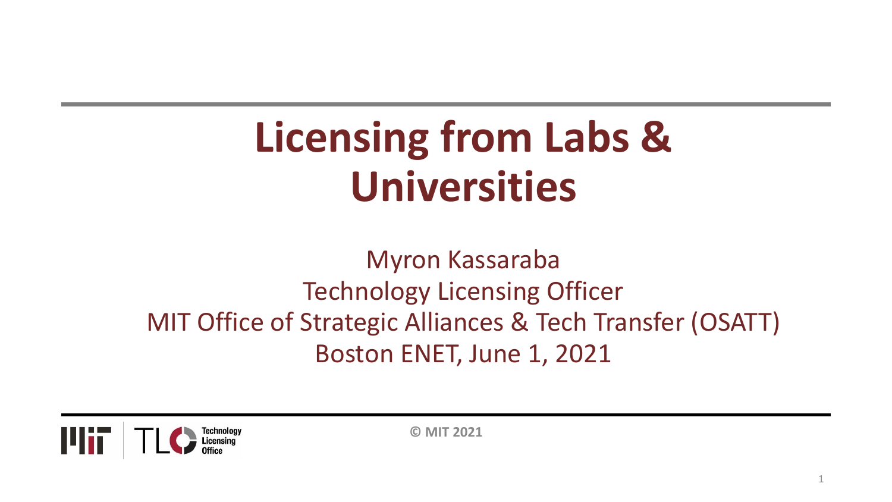# Licensing from Labs & Universities

Myron Kassaraba
Technology Licensing Officer
MIT Office of Strategic Alliances & Tech Transfer (OSATT)
Boston ENET, June 1, 2021

© MIT 2021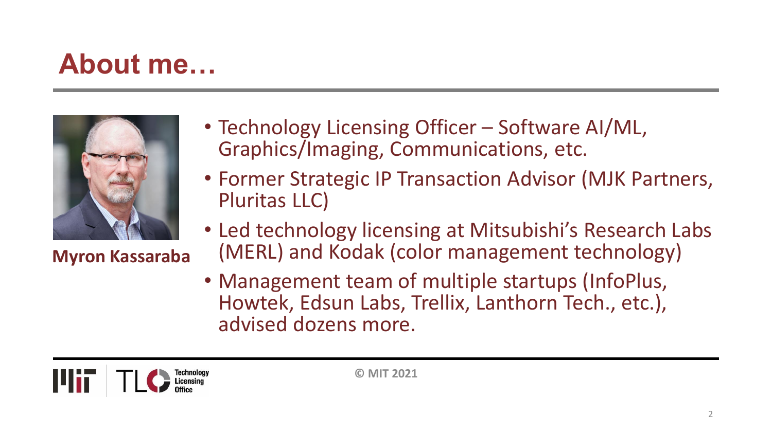# About me…

**Myron Kassaraba**

- Technology Licensing Officer – Software AI/ML, Graphics/Imaging, Communications, etc.
- Former Strategic IP Transaction Advisor (MJK Partners, Pluritas LLC)
- Led technology licensing at Mitsubishi's Research Labs (MERL) and Kodak (color management technology)
- Management team of multiple startups (InfoPlus, Howtek, Edsun Labs, Trellix, Lanthorn Tech., etc.), advised dozens more.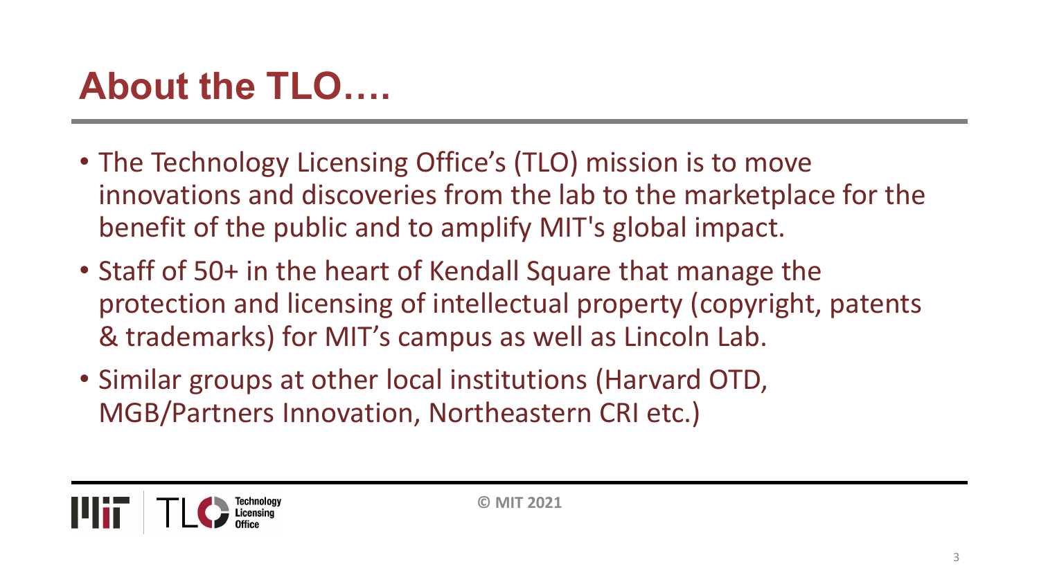# About the TLO….

- The Technology Licensing Office's (TLO) mission is to move innovations and discoveries from the lab to the marketplace for the benefit of the public and to amplify MIT's global impact.
- Staff of 50+ in the heart of Kendall Square that manage the protection and licensing of intellectual property (copyright, patents & trademarks) for MIT's campus as well as Lincoln Lab.
- Similar groups at other local institutions (Harvard OTD, MGB/Partners Innovation, Northeastern CRI etc.)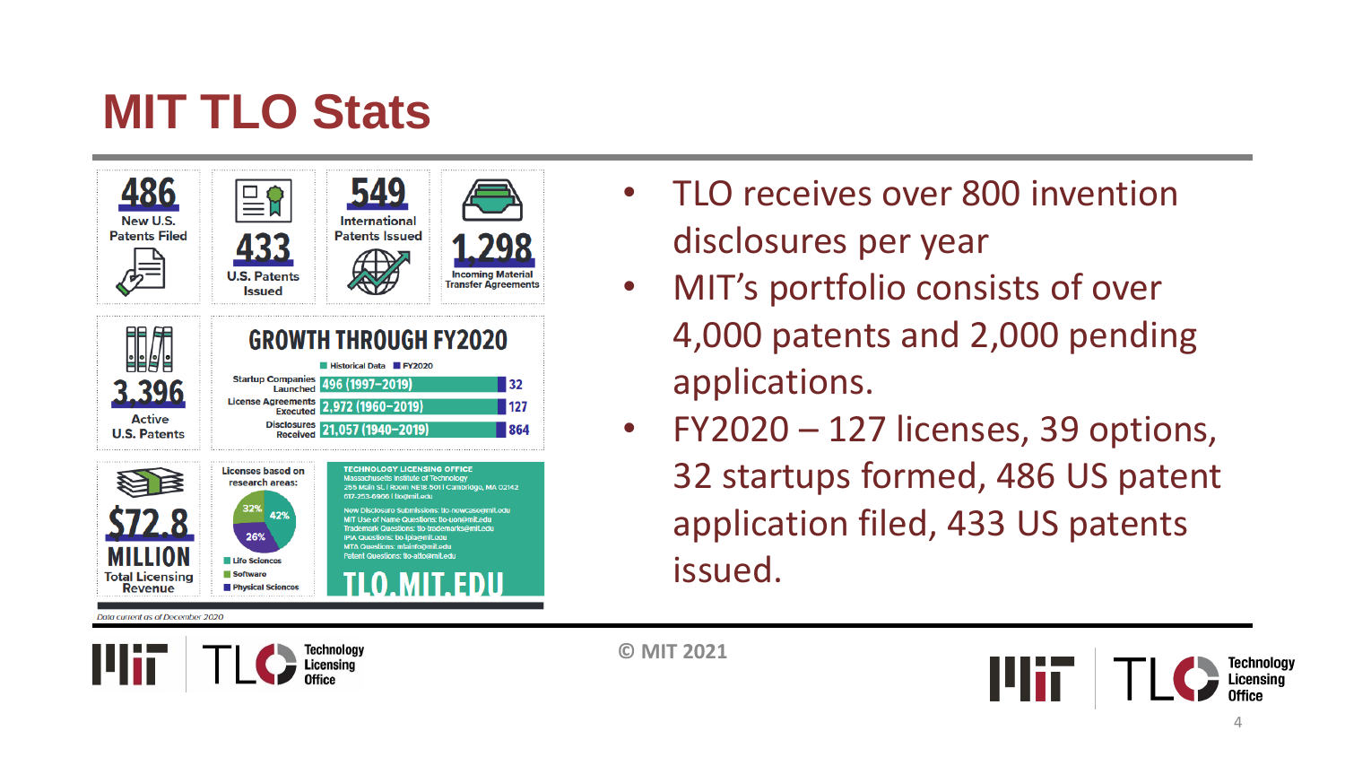# MIT TLO Stats

**486** New U.S. Patents Filed

**433** U.S. Patents Issued

**549** International Patents Issued

**1,298** Incoming Material Transfer Agreements

**3,396** Active U.S. Patents

## GROWTH THROUGH FY2020

| | Historical Data | FY2020 |
|---|---|---|
| Startup Companies Launched | 496 (1997–2019) | 32 |
| License Agreements Executed | 2,972 (1960–2019) | 127 |
| Disclosures Received | 21,057 (1940–2019) | 864 |

**$72.8 MILLION** Total Licensing Revenue

Licenses based on research areas:

- Life Sciences: 42%
- Software: 32%
- Physical Sciences: 26%

TECHNOLOGY LICENSING OFFICE
Massachusetts Institute of Technology
255 Main St. | Room NE18-501 | Cambridge, MA 02142
617-253-6966 | tlo@mit.edu

New Disclosure Submissions: tlo-newcase@mit.edu
MIT Use of Name Questions: tlo-uon@mit.edu
Trademark Questions: tlo-trademarks@mit.edu
IPIA Questions: tlo-ipia@mit.edu
MTA Questions: mtainfo@mit.edu
Patent Questions: tlo-atto@mit.edu

TLO.MIT.EDU

*Data current as of December 2020*

- TLO receives over 800 invention disclosures per year
- MIT's portfolio consists of over 4,000 patents and 2,000 pending applications.
- FY2020 – 127 licenses, 39 options, 32 startups formed, 486 US patent application filed, 433 US patents issued.

© MIT 2021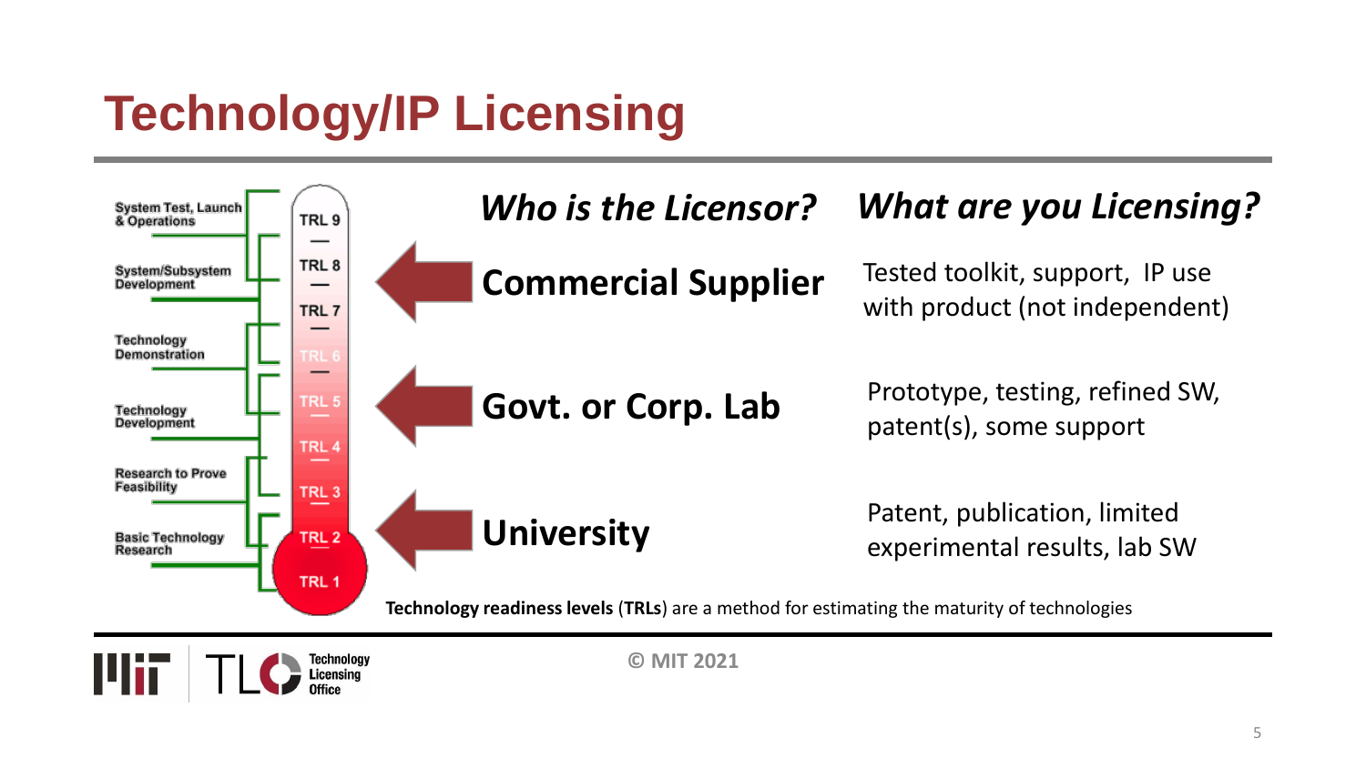# Technology/IP Licensing

| TRL | Stage | Who is the Licensor? | What are you Licensing? |
|---|---|---|---|
| TRL 9 | System Test, Launch & Operations | | |
| TRL 8 / TRL 7 | System/Subsystem Development | **Commercial Supplier** | Tested toolkit, support, IP use with product (not independent) |
| TRL 6 | Technology Demonstration | | |
| TRL 5 / TRL 4 | Technology Development | **Govt. or Corp. Lab** | Prototype, testing, refined SW, patent(s), some support |
| TRL 3 | Research to Prove Feasibility | | |
| TRL 2 / TRL 1 | Basic Technology Research | **University** | Patent, publication, limited experimental results, lab SW |

**Technology readiness levels** (**TRLs**) are a method for estimating the maturity of technologies

© MIT 2021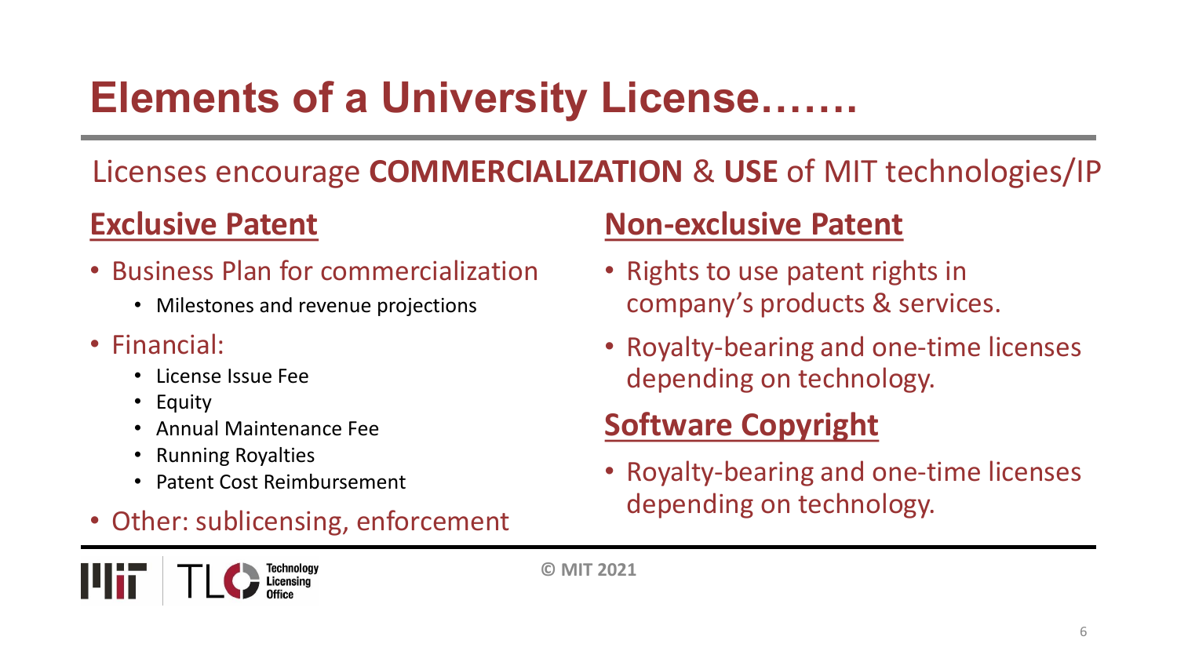# Elements of a University License…….

Licenses encourage **COMMERCIALIZATION** & **USE** of MIT technologies/IP

## Exclusive Patent

- Business Plan for commercialization
  - Milestones and revenue projections
- Financial:
  - License Issue Fee
  - Equity
  - Annual Maintenance Fee
  - Running Royalties
  - Patent Cost Reimbursement
- Other: sublicensing, enforcement

## Non-exclusive Patent

- Rights to use patent rights in company's products & services.
- Royalty-bearing and one-time licenses depending on technology.

## Software Copyright

- Royalty-bearing and one-time licenses depending on technology.

© MIT 2021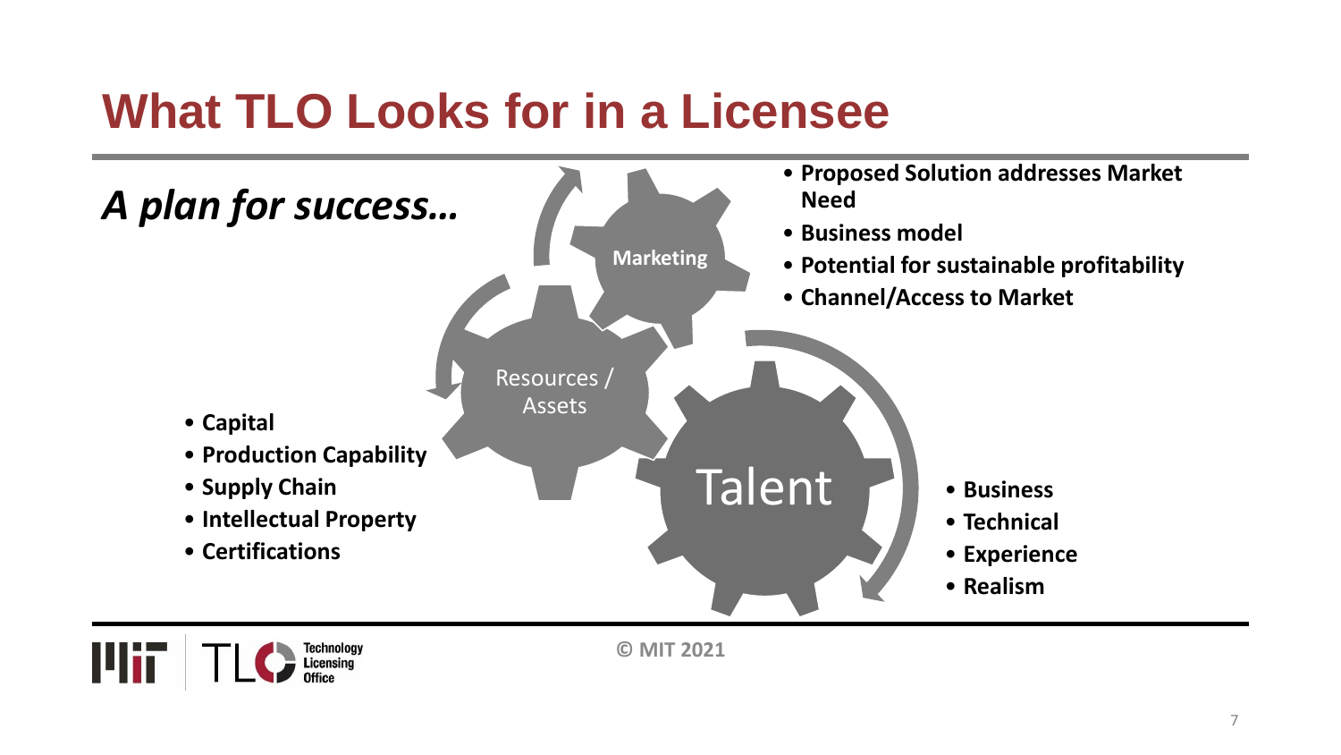# What TLO Looks for in a Licensee

*A plan for success…*

**Marketing**

- **Proposed Solution addresses Market Need**
- **Business model**
- **Potential for sustainable profitability**
- **Channel/Access to Market**

**Resources / Assets**

- **Capital**
- **Production Capability**
- **Supply Chain**
- **Intellectual Property**
- **Certifications**

**Talent**

- **Business**
- **Technical**
- **Experience**
- **Realism**

© MIT 2021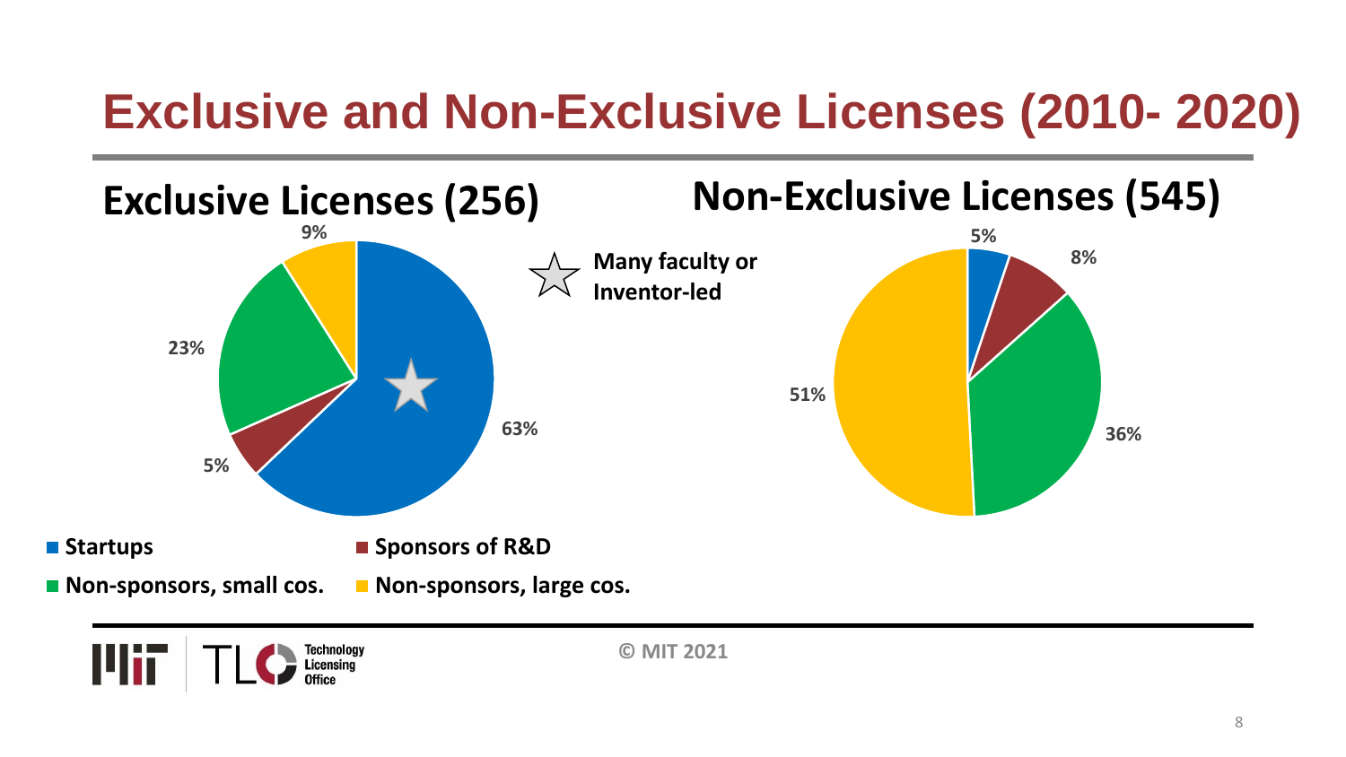# Exclusive and Non-Exclusive Licenses (2010- 2020)

## Exclusive Licenses (256)

| Category | Share |
| --- | --- |
| Startups | 63% |
| Sponsors of R&D | 5% |
| Non-sponsors, small cos. | 23% |
| Non-sponsors, large cos. | 9% |

☆ Many faculty or Inventor-led

## Non-Exclusive Licenses (545)

| Category | Share |
| --- | --- |
| Startups | 5% |
| Sponsors of R&D | 8% |
| Non-sponsors, small cos. | 36% |
| Non-sponsors, large cos. | 51% |

© MIT 2021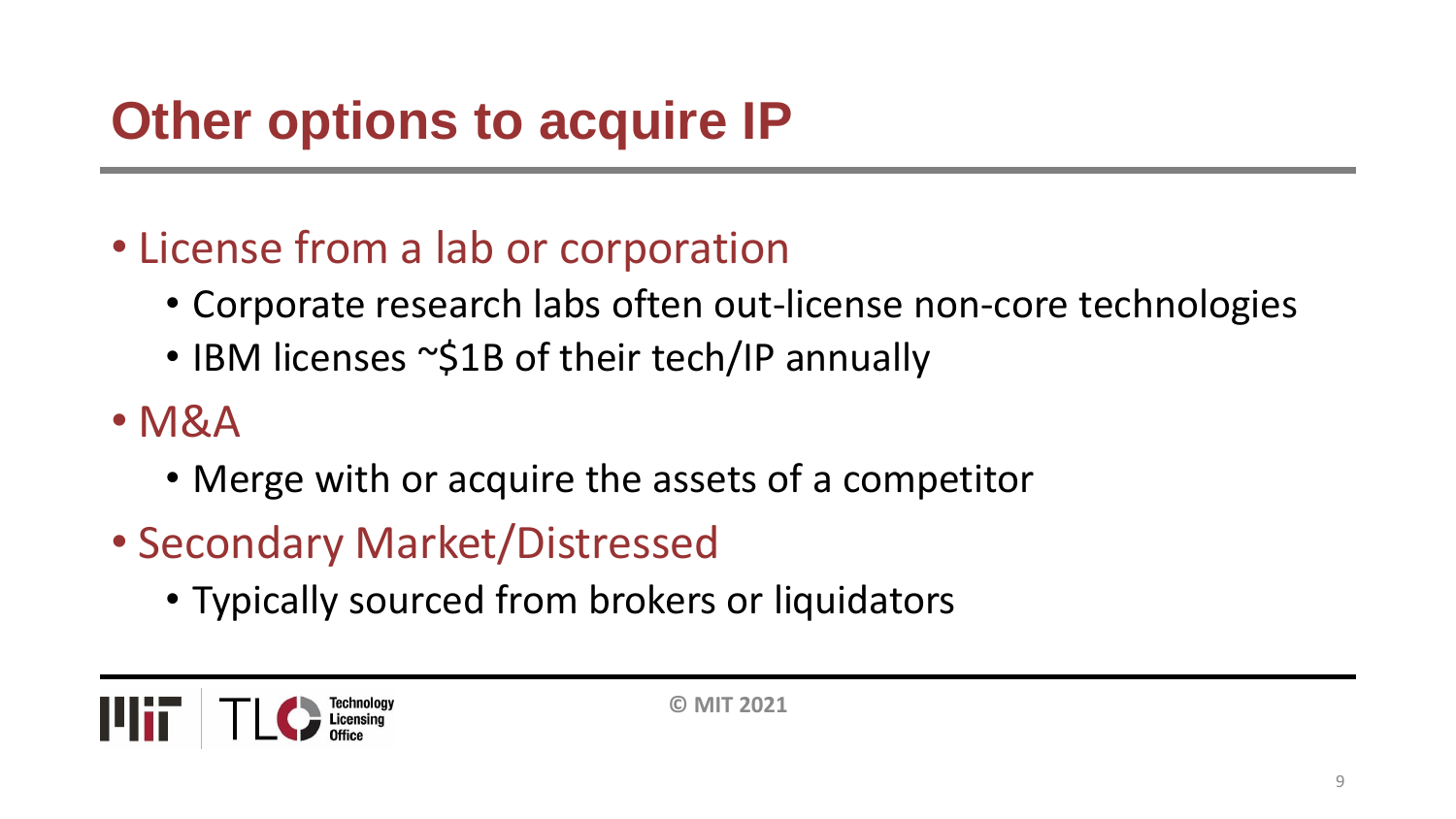# Other options to acquire IP

- License from a lab or corporation
  - Corporate research labs often out-license non-core technologies
  - IBM licenses ~$1B of their tech/IP annually
- M&A
  - Merge with or acquire the assets of a competitor
- Secondary Market/Distressed
  - Typically sourced from brokers or liquidators

© MIT 2021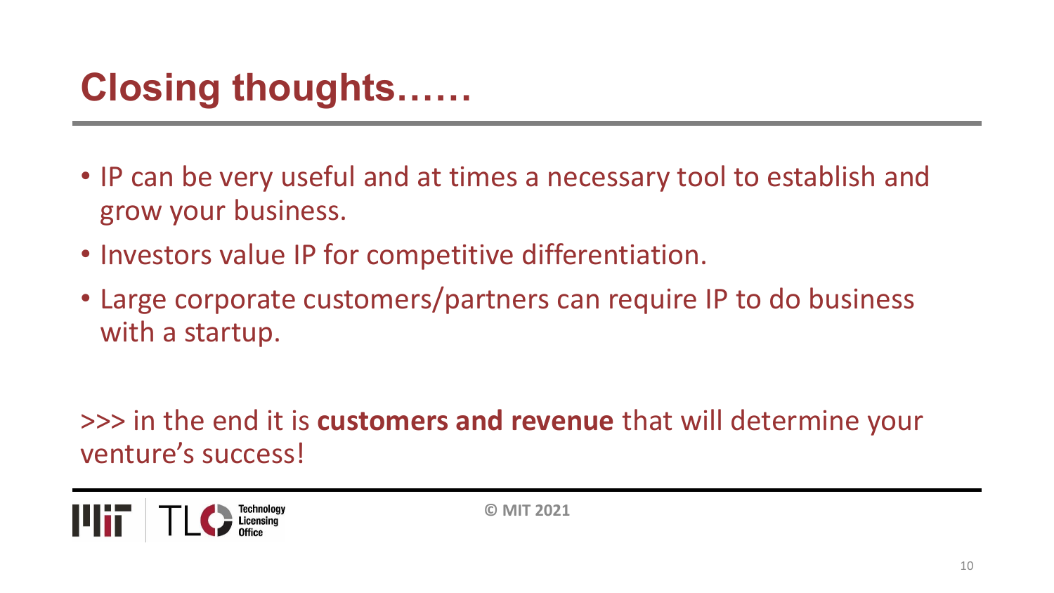# Closing thoughts……

- IP can be very useful and at times a necessary tool to establish and grow your business.
- Investors value IP for competitive differentiation.
- Large corporate customers/partners can require IP to do business with a startup.

>>> in the end it is **customers and revenue** that will determine your venture's success!

MIT TLO Technology Licensing Office

© MIT 2021